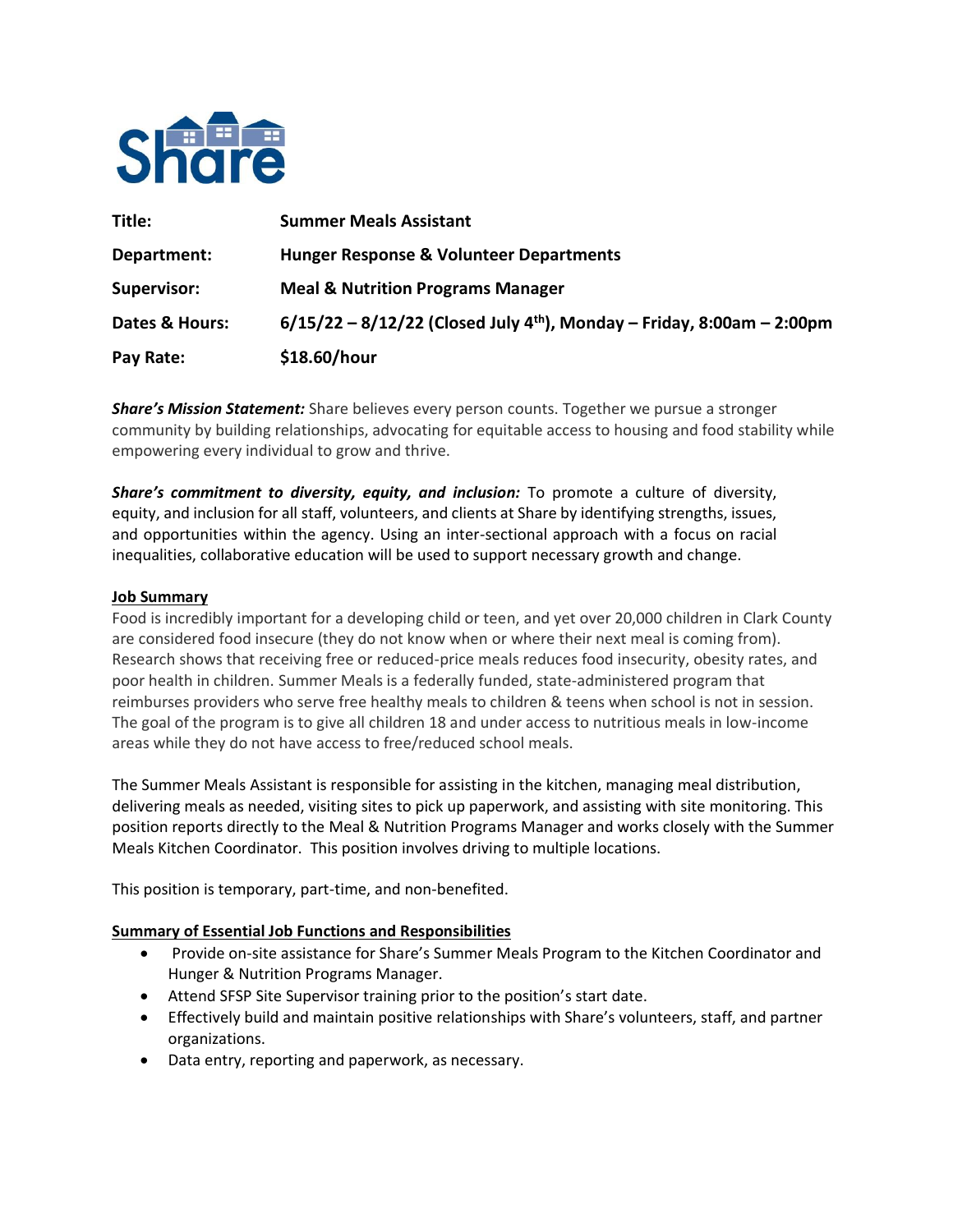Share

| Title: | Summer Meals Assistant |
| --- | --- |
| Department: | Hunger Response & Volunteer Departments |
| Supervisor: | Meal & Nutrition Programs Manager |
| Dates & Hours: | 6/15/22 – 8/12/22 (Closed July 4th), Monday – Friday, 8:00am – 2:00pm |
| Pay Rate: | $18.60/hour |

***Share's Mission Statement:*** Share believes every person counts. Together we pursue a stronger community by building relationships, advocating for equitable access to housing and food stability while empowering every individual to grow and thrive.

***Share's commitment to diversity, equity, and inclusion:*** To promote a culture of diversity, equity, and inclusion for all staff, volunteers, and clients at Share by identifying strengths, issues, and opportunities within the agency. Using an inter-sectional approach with a focus on racial inequalities, collaborative education will be used to support necessary growth and change.

## Job Summary

Food is incredibly important for a developing child or teen, and yet over 20,000 children in Clark County are considered food insecure (they do not know when or where their next meal is coming from). Research shows that receiving free or reduced-price meals reduces food insecurity, obesity rates, and poor health in children. Summer Meals is a federally funded, state-administered program that reimburses providers who serve free healthy meals to children & teens when school is not in session. The goal of the program is to give all children 18 and under access to nutritious meals in low-income areas while they do not have access to free/reduced school meals.

The Summer Meals Assistant is responsible for assisting in the kitchen, managing meal distribution, delivering meals as needed, visiting sites to pick up paperwork, and assisting with site monitoring. This position reports directly to the Meal & Nutrition Programs Manager and works closely with the Summer Meals Kitchen Coordinator. This position involves driving to multiple locations.

This position is temporary, part-time, and non-benefited.

## Summary of Essential Job Functions and Responsibilities

- Provide on-site assistance for Share's Summer Meals Program to the Kitchen Coordinator and Hunger & Nutrition Programs Manager.
- Attend SFSP Site Supervisor training prior to the position's start date.
- Effectively build and maintain positive relationships with Share's volunteers, staff, and partner organizations.
- Data entry, reporting and paperwork, as necessary.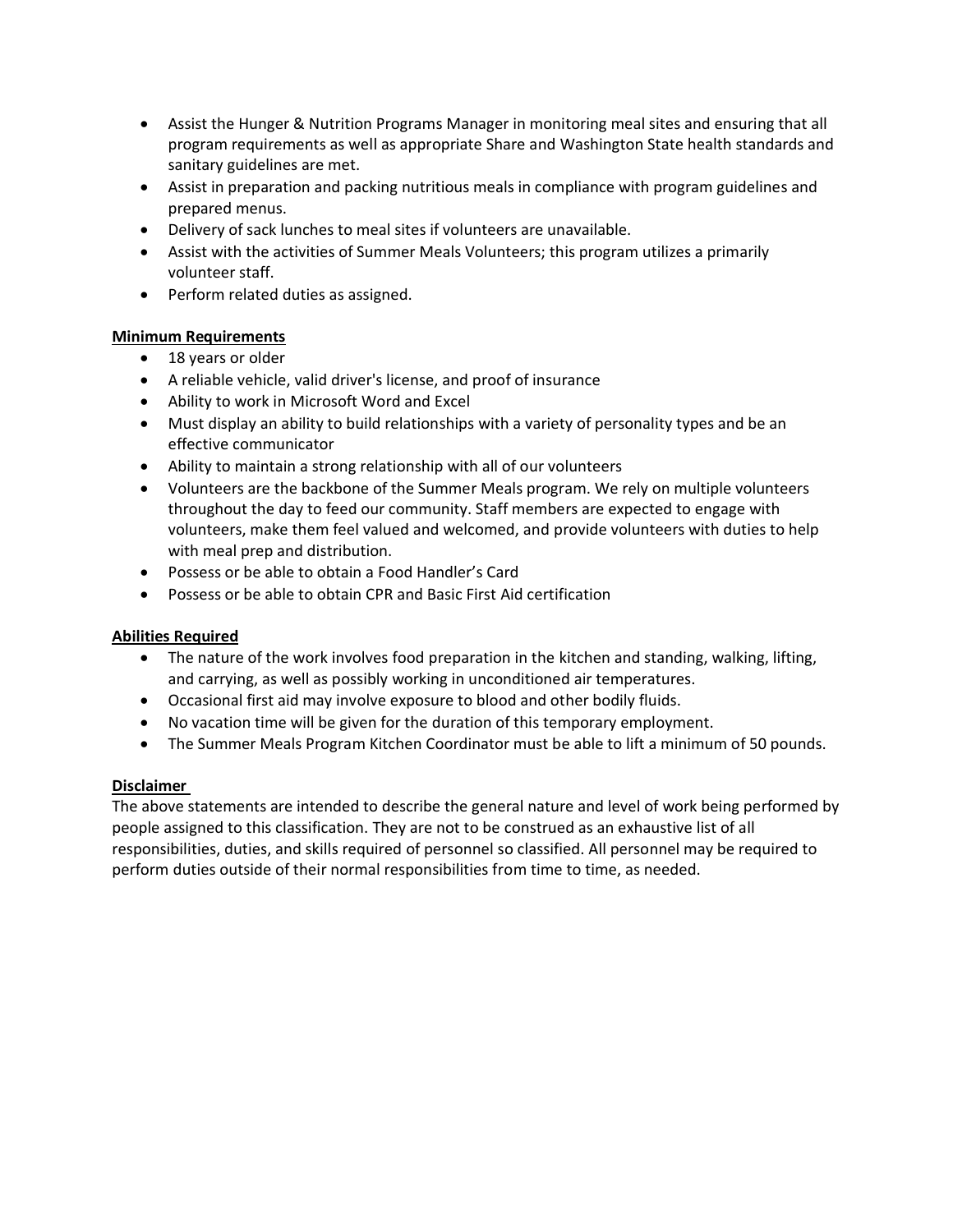- Assist the Hunger & Nutrition Programs Manager in monitoring meal sites and ensuring that all program requirements as well as appropriate Share and Washington State health standards and sanitary guidelines are met.
- Assist in preparation and packing nutritious meals in compliance with program guidelines and prepared menus.
- Delivery of sack lunches to meal sites if volunteers are unavailable.
- Assist with the activities of Summer Meals Volunteers; this program utilizes a primarily volunteer staff.
- Perform related duties as assigned.

**Minimum Requirements**

- 18 years or older
- A reliable vehicle, valid driver's license, and proof of insurance
- Ability to work in Microsoft Word and Excel
- Must display an ability to build relationships with a variety of personality types and be an effective communicator
- Ability to maintain a strong relationship with all of our volunteers
- Volunteers are the backbone of the Summer Meals program. We rely on multiple volunteers throughout the day to feed our community. Staff members are expected to engage with volunteers, make them feel valued and welcomed, and provide volunteers with duties to help with meal prep and distribution.
- Possess or be able to obtain a Food Handler's Card
- Possess or be able to obtain CPR and Basic First Aid certification

**Abilities Required**

- The nature of the work involves food preparation in the kitchen and standing, walking, lifting, and carrying, as well as possibly working in unconditioned air temperatures.
- Occasional first aid may involve exposure to blood and other bodily fluids.
- No vacation time will be given for the duration of this temporary employment.
- The Summer Meals Program Kitchen Coordinator must be able to lift a minimum of 50 pounds.

**Disclaimer**

The above statements are intended to describe the general nature and level of work being performed by people assigned to this classification. They are not to be construed as an exhaustive list of all responsibilities, duties, and skills required of personnel so classified. All personnel may be required to perform duties outside of their normal responsibilities from time to time, as needed.